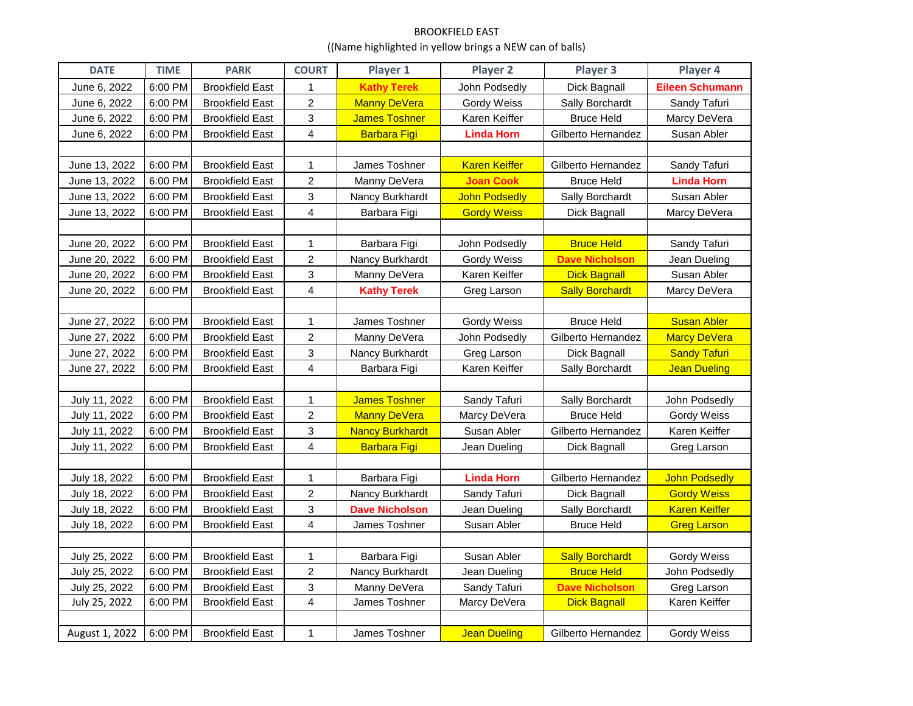BROOKFIELD EAST

((Name highlighted in yellow brings a NEW can of balls)

| DATE | TIME | PARK | COURT | Player 1 | Player 2 | Player 3 | Player 4 |
|---|---|---|---|---|---|---|---|
| June 6, 2022 | 6:00 PM | Brookfield East | 1 | **Kathy Terek** | John Podsedly | Dick Bagnall | **Eileen Schumann** |
| June 6, 2022 | 6:00 PM | Brookfield East | 2 | Manny DeVera | Gordy Weiss | Sally Borchardt | Sandy Tafuri |
| June 6, 2022 | 6:00 PM | Brookfield East | 3 | James Toshner | Karen Keiffer | Bruce Held | Marcy DeVera |
| June 6, 2022 | 6:00 PM | Brookfield East | 4 | Barbara Figi | **Linda Horn** | Gilberto Hernandez | Susan Abler |
| | | | | | | | |
| June 13, 2022 | 6:00 PM | Brookfield East | 1 | James Toshner | Karen Keiffer | Gilberto Hernandez | Sandy Tafuri |
| June 13, 2022 | 6:00 PM | Brookfield East | 2 | Manny DeVera | **Joan Cook** | Bruce Held | **Linda Horn** |
| June 13, 2022 | 6:00 PM | Brookfield East | 3 | Nancy Burkhardt | John Podsedly | Sally Borchardt | Susan Abler |
| June 13, 2022 | 6:00 PM | Brookfield East | 4 | Barbara Figi | Gordy Weiss | Dick Bagnall | Marcy DeVera |
| | | | | | | | |
| June 20, 2022 | 6:00 PM | Brookfield East | 1 | Barbara Figi | John Podsedly | Bruce Held | Sandy Tafuri |
| June 20, 2022 | 6:00 PM | Brookfield East | 2 | Nancy Burkhardt | Gordy Weiss | **Dave Nicholson** | Jean Dueling |
| June 20, 2022 | 6:00 PM | Brookfield East | 3 | Manny DeVera | Karen Keiffer | Dick Bagnall | Susan Abler |
| June 20, 2022 | 6:00 PM | Brookfield East | 4 | **Kathy Terek** | Greg Larson | Sally Borchardt | Marcy DeVera |
| | | | | | | | |
| June 27, 2022 | 6:00 PM | Brookfield East | 1 | James Toshner | Gordy Weiss | Bruce Held | Susan Abler |
| June 27, 2022 | 6:00 PM | Brookfield East | 2 | Manny DeVera | John Podsedly | Gilberto Hernandez | Marcy DeVera |
| June 27, 2022 | 6:00 PM | Brookfield East | 3 | Nancy Burkhardt | Greg Larson | Dick Bagnall | Sandy Tafuri |
| June 27, 2022 | 6:00 PM | Brookfield East | 4 | Barbara Figi | Karen Keiffer | Sally Borchardt | Jean Dueling |
| | | | | | | | |
| July 11, 2022 | 6:00 PM | Brookfield East | 1 | James Toshner | Sandy Tafuri | Sally Borchardt | John Podsedly |
| July 11, 2022 | 6:00 PM | Brookfield East | 2 | Manny DeVera | Marcy DeVera | Bruce Held | Gordy Weiss |
| July 11, 2022 | 6:00 PM | Brookfield East | 3 | Nancy Burkhardt | Susan Abler | Gilberto Hernandez | Karen Keiffer |
| July 11, 2022 | 6:00 PM | Brookfield East | 4 | Barbara Figi | Jean Dueling | Dick Bagnall | Greg Larson |
| | | | | | | | |
| July 18, 2022 | 6:00 PM | Brookfield East | 1 | Barbara Figi | **Linda Horn** | Gilberto Hernandez | John Podsedly |
| July 18, 2022 | 6:00 PM | Brookfield East | 2 | Nancy Burkhardt | Sandy Tafuri | Dick Bagnall | Gordy Weiss |
| July 18, 2022 | 6:00 PM | Brookfield East | 3 | **Dave Nicholson** | Jean Dueling | Sally Borchardt | Karen Keiffer |
| July 18, 2022 | 6:00 PM | Brookfield East | 4 | James Toshner | Susan Abler | Bruce Held | Greg Larson |
| | | | | | | | |
| July 25, 2022 | 6:00 PM | Brookfield East | 1 | Barbara Figi | Susan Abler | Sally Borchardt | Gordy Weiss |
| July 25, 2022 | 6:00 PM | Brookfield East | 2 | Nancy Burkhardt | Jean Dueling | Bruce Held | John Podsedly |
| July 25, 2022 | 6:00 PM | Brookfield East | 3 | Manny DeVera | Sandy Tafuri | **Dave Nicholson** | Greg Larson |
| July 25, 2022 | 6:00 PM | Brookfield East | 4 | James Toshner | Marcy DeVera | Dick Bagnall | Karen Keiffer |
| | | | | | | | |
| August 1, 2022 | 6:00 PM | Brookfield East | 1 | James Toshner | Jean Dueling | Gilberto Hernandez | Gordy Weiss |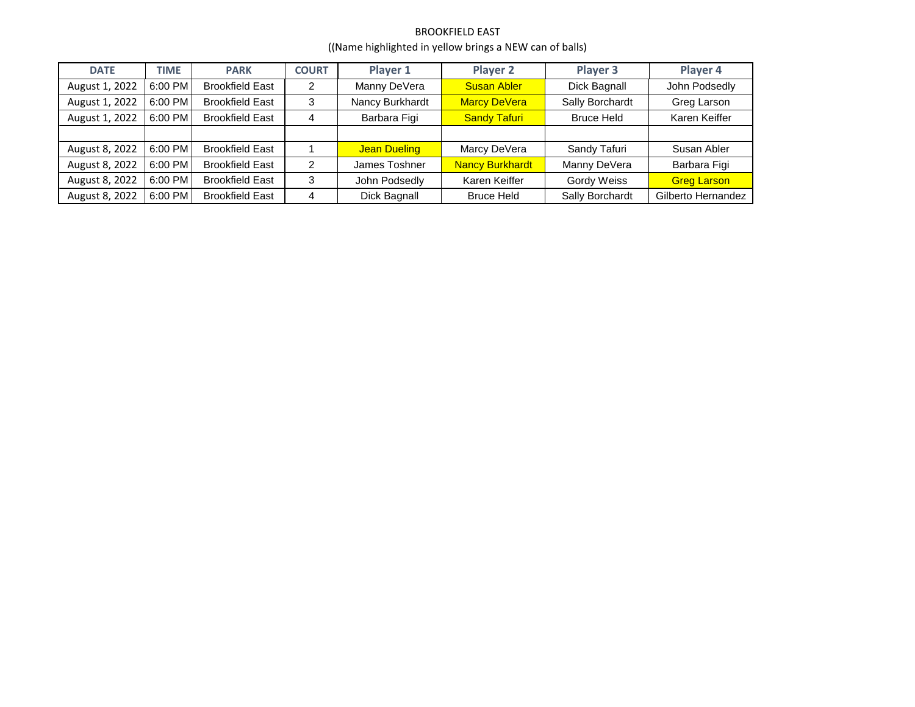BROOKFIELD EAST

((Name highlighted in yellow brings a NEW can of balls)

| DATE | TIME | PARK | COURT | Player 1 | Player 2 | Player 3 | Player 4 |
|---|---|---|---|---|---|---|---|
| August 1, 2022 | 6:00 PM | Brookfield East | 2 | Manny DeVera | Susan Abler | Dick Bagnall | John Podsedly |
| August 1, 2022 | 6:00 PM | Brookfield East | 3 | Nancy Burkhardt | Marcy DeVera | Sally Borchardt | Greg Larson |
| August 1, 2022 | 6:00 PM | Brookfield East | 4 | Barbara Figi | Sandy Tafuri | Bruce Held | Karen Keiffer |
| | | | | | | | |
| August 8, 2022 | 6:00 PM | Brookfield East | 1 | Jean Dueling | Marcy DeVera | Sandy Tafuri | Susan Abler |
| August 8, 2022 | 6:00 PM | Brookfield East | 2 | James Toshner | Nancy Burkhardt | Manny DeVera | Barbara Figi |
| August 8, 2022 | 6:00 PM | Brookfield East | 3 | John Podsedly | Karen Keiffer | Gordy Weiss | Greg Larson |
| August 8, 2022 | 6:00 PM | Brookfield East | 4 | Dick Bagnall | Bruce Held | Sally Borchardt | Gilberto Hernandez |